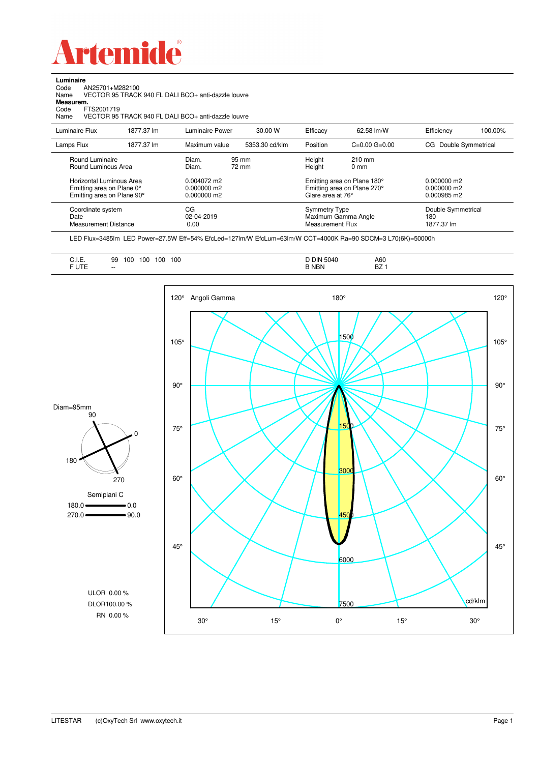# Artemide

**Luminaire**

Code AN25701+M282100
Name VECTOR 95 TRACK 940 FL DALI BCO+ anti-dazzle louvre

**Measurem.**

Code FTS2001719
Name VECTOR 95 TRACK 940 FL DALI BCO+ anti-dazzle louvre

| Luminaire Flux | 1877.37 lm | Luminaire Power | 30.00 W | Efficacy | 62.58 lm/W | Efficiency | 100.00% |
|---|---|---|---|---|---|---|---|
| Lamps Flux | 1877.37 lm | Maximum value | 5353.30 cd/klm | Position | C=0.00 G=0.00 | CG Double Symmetrical | |

| | | | |
|---|---|---|---|
| Round Luminaire | Diam. 95 mm | Height 210 mm | |
| Round Luminous Area | Diam. 72 mm | Height 0 mm | |
| Horizontal Luminous Area | 0.004072 m2 | Emitting area on Plane 180° | 0.000000 m2 |
| Emitting area on Plane 0° | 0.000000 m2 | Emitting area on Plane 270° | 0.000000 m2 |
| Emitting area on Plane 90° | 0.000000 m2 | Glare area at 76° | 0.000985 m2 |
| Coordinate system | CG | Symmetry Type | Double Symmetrical |
| Date | 02-04-2019 | Maximum Gamma Angle | 180 |
| Measurement Distance | 0.00 | Measurement Flux | 1877.37 lm |

LED Flux=3485lm LED Power=27.5W Eff=54% EfcLed=127lm/W EfcLum=63lm/W CCT=4000K Ra=90 SDCM=3 L70(6K)=50000h

| | | | |
|---|---|---|---|
| C.I.E. | 99 100 100 100 100 | D DIN 5040 | A60 |
| F UTE | -- | B NBN | BZ 1 |

Diam=95mm

Semipiani C
180.0 — 0.0
270.0 — 90.0

ULOR 0.00 %
DLOR 100.00 %
RN 0.00 %

LITESTAR (c)OxyTech Srl www.oxytech.it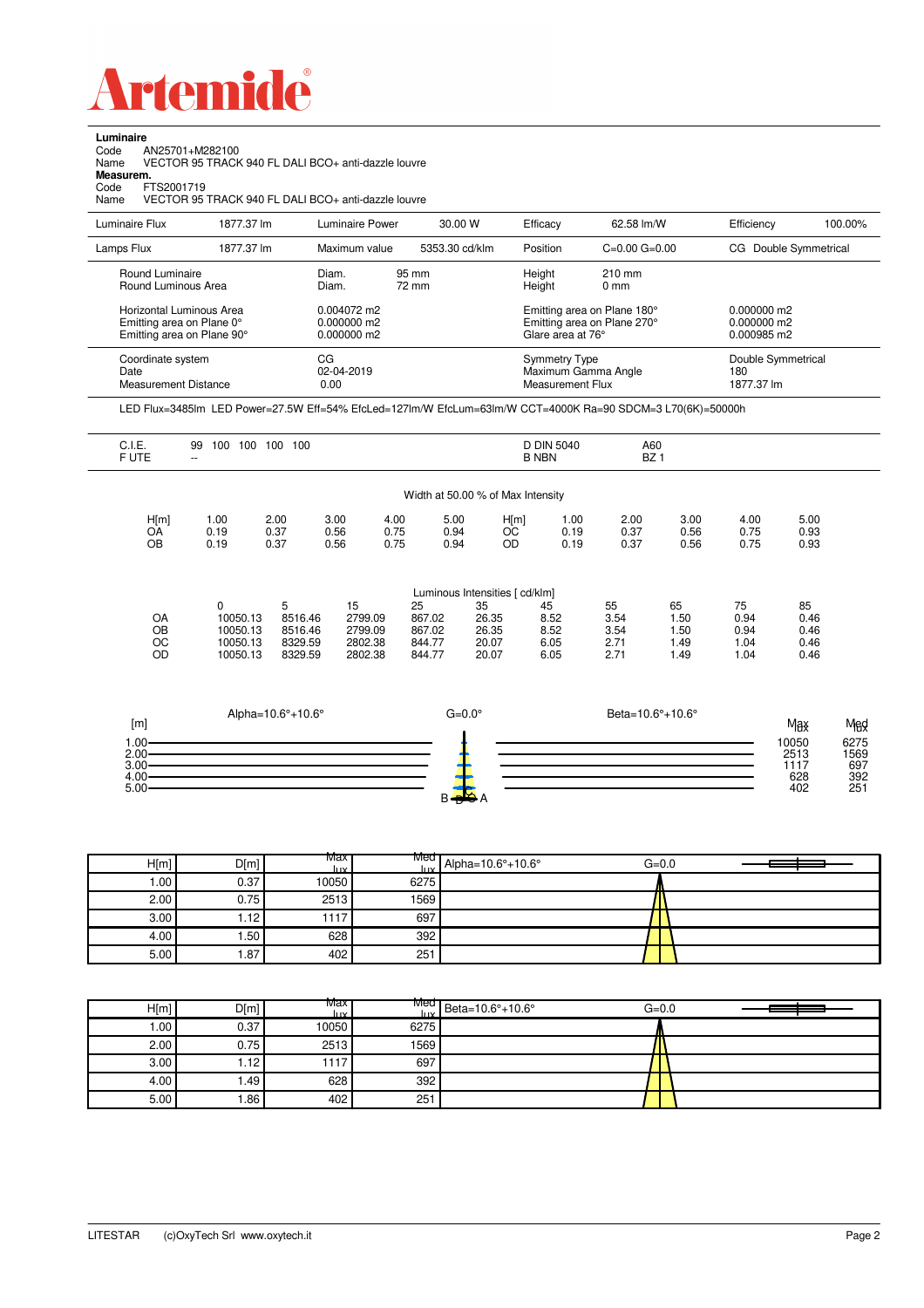# Artemide

**Luminaire**

Code AN25701+M282100

Name VECTOR 95 TRACK 940 FL DALI BCO+ anti-dazzle louvre

**Measurem.**

Code FTS2001719

Name VECTOR 95 TRACK 940 FL DALI BCO+ anti-dazzle louvre

| | | | | | | | |
|---|---|---|---|---|---|---|---|
| Luminaire Flux | 1877.37 lm | Luminaire Power | 30.00 W | Efficacy | 62.58 lm/W | Efficiency | 100.00% |
| Lamps Flux | 1877.37 lm | Maximum value | 5353.30 cd/klm | Position | C=0.00 G=0.00 | CG Double Symmetrical | |

| | | | | | |
|---|---|---|---|---|---|
| Round Luminaire | Diam. | 95 mm | Height | 210 mm | |
| Round Luminous Area | Diam. | 72 mm | Height | 0 mm | |
| Horizontal Luminous Area | 0.004072 m2 | | Emitting area on Plane 180° | | 0.000000 m2 |
| Emitting area on Plane 0° | 0.000000 m2 | | Emitting area on Plane 270° | | 0.000000 m2 |
| Emitting area on Plane 90° | 0.000000 m2 | | Glare area at 76° | | 0.000985 m2 |
| Coordinate system | CG | | Symmetry Type | | Double Symmetrical |
| Date | 02-04-2019 | | Maximum Gamma Angle | | 180 |
| Measurement Distance | 0.00 | | Measurement Flux | | 1877.37 lm |

LED Flux=3485lm LED Power=27.5W Eff=54% EfcLed=127lm/W EfcLum=63lm/W CCT=4000K Ra=90 SDCM=3 L70(6K)=50000h

| | | | |
|---|---|---|---|
| C.I.E. | 99 100 100 100 100 | D DIN 5040 | A60 |
| F UTE | -- | B NBN | BZ 1 |

Width at 50.00 % of Max Intensity

| H[m] | 1.00 | 2.00 | 3.00 | 4.00 | 5.00 | H[m] | 1.00 | 2.00 | 3.00 | 4.00 | 5.00 |
|---|---|---|---|---|---|---|---|---|---|---|---|
| OA | 0.19 | 0.37 | 0.56 | 0.75 | 0.94 | OC | 0.19 | 0.37 | 0.56 | 0.75 | 0.93 |
| OB | 0.19 | 0.37 | 0.56 | 0.75 | 0.94 | OD | 0.19 | 0.37 | 0.56 | 0.75 | 0.93 |

Luminous Intensities [ cd/klm]

| | 0 | 5 | 15 | 25 | 35 | 45 | 55 | 65 | 75 | 85 |
|---|---|---|---|---|---|---|---|---|---|---|
| OA | 10050.13 | 8516.46 | 2799.09 | 867.02 | 26.35 | 8.52 | 3.54 | 1.50 | 0.94 | 0.46 |
| OB | 10050.13 | 8516.46 | 2799.09 | 867.02 | 26.35 | 8.52 | 3.54 | 1.50 | 0.94 | 0.46 |
| OC | 10050.13 | 8329.59 | 2802.38 | 844.77 | 20.07 | 6.05 | 2.71 | 1.49 | 1.04 | 0.46 |
| OD | 10050.13 | 8329.59 | 2802.38 | 844.77 | 20.07 | 6.05 | 2.71 | 1.49 | 1.04 | 0.46 |

[m]
Alpha=10.6°+10.6°
G=0.0°
Beta=10.6°+10.6°
Max lux
Med lux
1.00 2.00 3.00 4.00 5.00
10050 2513 1117 628 402
6275 1569 697 392 251
B D C A

| H[m] | D[m] | Max lux | Med lux | Alpha=10.6°+10.6° | G=0.0 |
|---|---|---|---|---|---|
| 1.00 | 0.37 | 10050 | 6275 | | |
| 2.00 | 0.75 | 2513 | 1569 | | |
| 3.00 | 1.12 | 1117 | 697 | | |
| 4.00 | 1.50 | 628 | 392 | | |
| 5.00 | 1.87 | 402 | 251 | | |

| H[m] | D[m] | Max lux | Med lux | Beta=10.6°+10.6° | G=0.0 |
|---|---|---|---|---|---|
| 1.00 | 0.37 | 10050 | 6275 | | |
| 2.00 | 0.75 | 2513 | 1569 | | |
| 3.00 | 1.12 | 1117 | 697 | | |
| 4.00 | 1.49 | 628 | 392 | | |
| 5.00 | 1.86 | 402 | 251 | | |

LITESTAR (c)OxyTech Srl www.oxytech.it